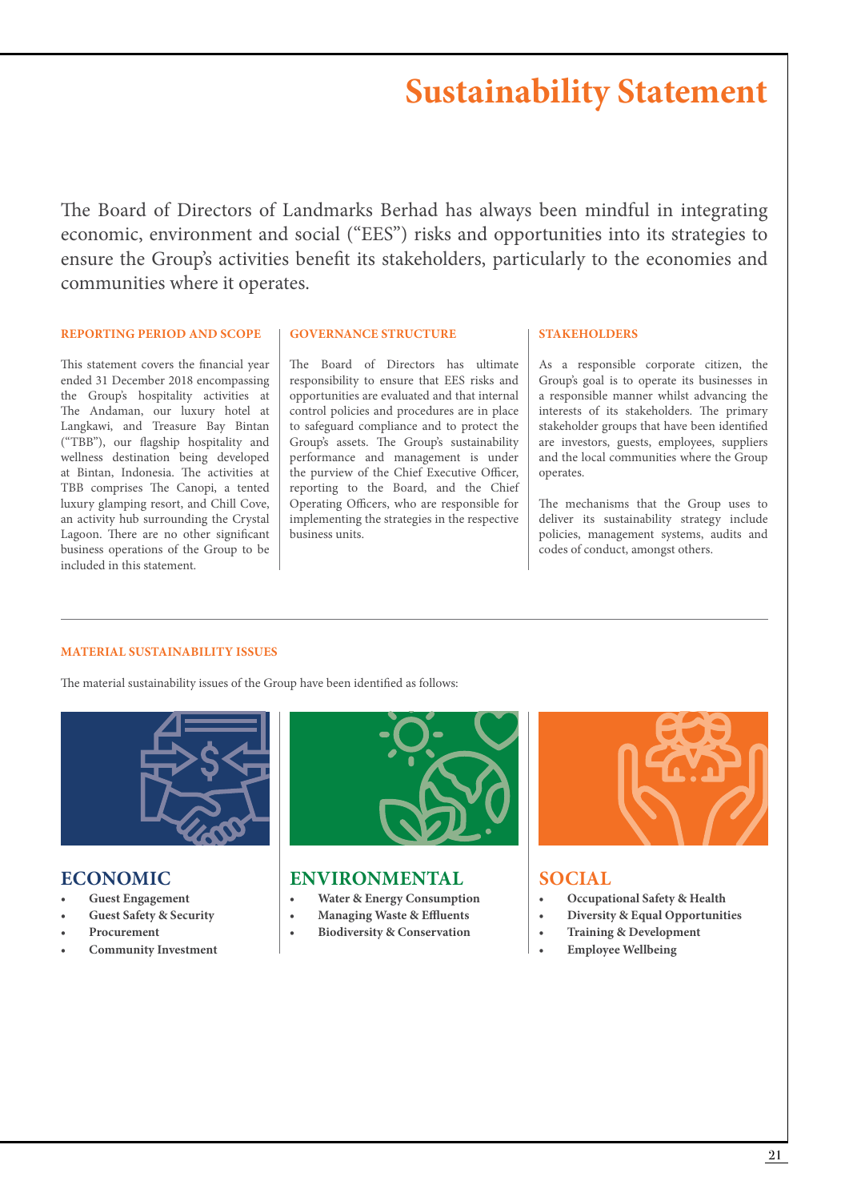# Sustainability Statement

The Board of Directors of Landmarks Berhad has always been mindful in integrating economic, environment and social ("EES") risks and opportunities into its strategies to ensure the Group's activities benefit its stakeholders, particularly to the economies and communities where it operates.

### REPORTING PERIOD AND SCOPE

This statement covers the financial year ended 31 December 2018 encompassing the Group's hospitality activities at The Andaman, our luxury hotel at Langkawi, and Treasure Bay Bintan ("TBB"), our flagship hospitality and wellness destination being developed at Bintan, Indonesia. The activities at TBB comprises The Canopi, a tented luxury glamping resort, and Chill Cove, an activity hub surrounding the Crystal Lagoon. There are no other significant business operations of the Group to be included in this statement.

### GOVERNANCE STRUCTURE

The Board of Directors has ultimate responsibility to ensure that EES risks and opportunities are evaluated and that internal control policies and procedures are in place to safeguard compliance and to protect the Group's assets. The Group's sustainability performance and management is under the purview of the Chief Executive Officer, reporting to the Board, and the Chief Operating Officers, who are responsible for implementing the strategies in the respective business units.

### STAKEHOLDERS

As a responsible corporate citizen, the Group's goal is to operate its businesses in a responsible manner whilst advancing the interests of its stakeholders. The primary stakeholder groups that have been identified are investors, guests, employees, suppliers and the local communities where the Group operates.

The mechanisms that the Group uses to deliver its sustainability strategy include policies, management systems, audits and codes of conduct, amongst others.

### MATERIAL SUSTAINABILITY ISSUES

The material sustainability issues of the Group have been identified as follows:

## ECONOMIC

- **Guest Engagement**
- **Guest Safety & Security**
- **Procurement**
- **Community Investment**

## ENVIRONMENTAL

- **Water & Energy Consumption**
- **Managing Waste & Effluents**
- **Biodiversity & Conservation**

## SOCIAL

- **Occupational Safety & Health**
- **Diversity & Equal Opportunities**
- **Training & Development**
- **Employee Wellbeing**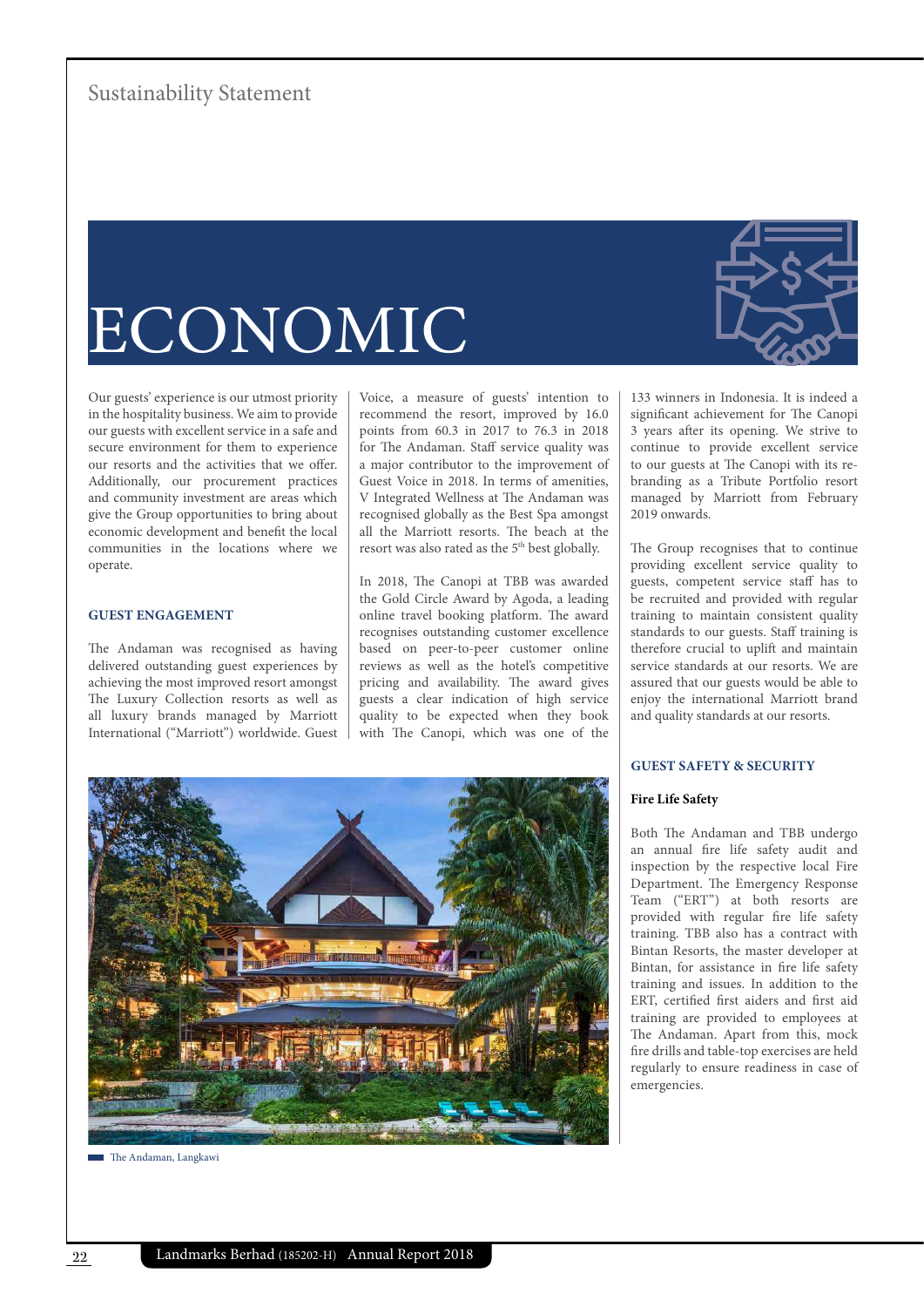# ECONOMIC

Our guests' experience is our utmost priority in the hospitality business. We aim to provide our guests with excellent service in a safe and secure environment for them to experience our resorts and the activities that we offer. Additionally, our procurement practices and community investment are areas which give the Group opportunities to bring about economic development and benefit the local communities in the locations where we operate.

## GUEST ENGAGEMENT

The Andaman was recognised as having delivered outstanding guest experiences by achieving the most improved resort amongst The Luxury Collection resorts as well as all luxury brands managed by Marriott International ("Marriott") worldwide. Guest Voice, a measure of guests' intention to recommend the resort, improved by 16.0 points from 60.3 in 2017 to 76.3 in 2018 for The Andaman. Staff service quality was a major contributor to the improvement of Guest Voice in 2018. In terms of amenities, V Integrated Wellness at The Andaman was recognised globally as the Best Spa amongst all the Marriott resorts. The beach at the resort was also rated as the 5th best globally.

In 2018, The Canopi at TBB was awarded the Gold Circle Award by Agoda, a leading online travel booking platform. The award recognises outstanding customer excellence based on peer-to-peer customer online reviews as well as the hotel's competitive pricing and availability. The award gives guests a clear indication of high service quality to be expected when they book with The Canopi, which was one of the 133 winners in Indonesia. It is indeed a significant achievement for The Canopi 3 years after its opening. We strive to continue to provide excellent service to our guests at The Canopi with its re-branding as a Tribute Portfolio resort managed by Marriott from February 2019 onwards.

The Group recognises that to continue providing excellent service quality to guests, competent service staff has to be recruited and provided with regular training to maintain consistent quality standards to our guests. Staff training is therefore crucial to uplift and maintain service standards at our resorts. We are assured that our guests would be able to enjoy the international Marriott brand and quality standards at our resorts.

The Andaman, Langkawi

## GUEST SAFETY & SECURITY

### Fire Life Safety

Both The Andaman and TBB undergo an annual fire life safety audit and inspection by the respective local Fire Department. The Emergency Response Team ("ERT") at both resorts are provided with regular fire life safety training. TBB also has a contract with Bintan Resorts, the master developer at Bintan, for assistance in fire life safety training and issues. In addition to the ERT, certified first aiders and first aid training are provided to employees at The Andaman. Apart from this, mock fire drills and table-top exercises are held regularly to ensure readiness in case of emergencies.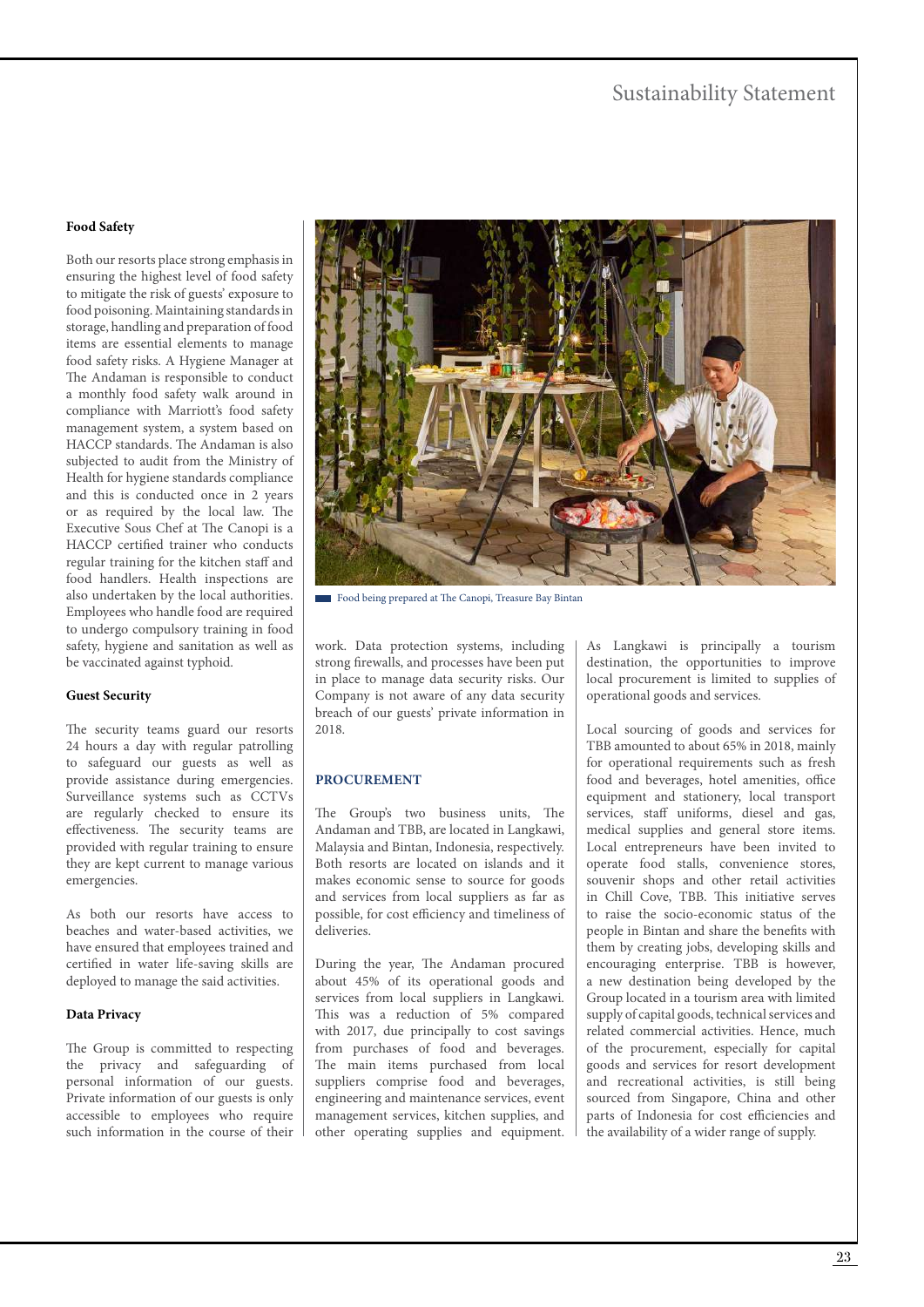#### Food Safety

Both our resorts place strong emphasis in ensuring the highest level of food safety to mitigate the risk of guests' exposure to food poisoning. Maintaining standards in storage, handling and preparation of food items are essential elements to manage food safety risks. A Hygiene Manager at The Andaman is responsible to conduct a monthly food safety walk around in compliance with Marriott's food safety management system, a system based on HACCP standards. The Andaman is also subjected to audit from the Ministry of Health for hygiene standards compliance and this is conducted once in 2 years or as required by the local law. The Executive Sous Chef at The Canopi is a HACCP certified trainer who conducts regular training for the kitchen staff and food handlers. Health inspections are also undertaken by the local authorities. Employees who handle food are required to undergo compulsory training in food safety, hygiene and sanitation as well as be vaccinated against typhoid.

#### Guest Security

The security teams guard our resorts 24 hours a day with regular patrolling to safeguard our guests as well as provide assistance during emergencies. Surveillance systems such as CCTVs are regularly checked to ensure its effectiveness. The security teams are provided with regular training to ensure they are kept current to manage various emergencies.

As both our resorts have access to beaches and water-based activities, we have ensured that employees trained and certified in water life-saving skills are deployed to manage the said activities.

#### Data Privacy

The Group is committed to respecting the privacy and safeguarding of personal information of our guests. Private information of our guests is only accessible to employees who require such information in the course of their work. Data protection systems, including strong firewalls, and processes have been put in place to manage data security risks. Our Company is not aware of any data security breach of our guests' private information in 2018.

Food being prepared at The Canopi, Treasure Bay Bintan

### PROCUREMENT

The Group's two business units, The Andaman and TBB, are located in Langkawi, Malaysia and Bintan, Indonesia, respectively. Both resorts are located on islands and it makes economic sense to source for goods and services from local suppliers as far as possible, for cost efficiency and timeliness of deliveries.

During the year, The Andaman procured about 45% of its operational goods and services from local suppliers in Langkawi. This was a reduction of 5% compared with 2017, due principally to cost savings from purchases of food and beverages. The main items purchased from local suppliers comprise food and beverages, engineering and maintenance services, event management services, kitchen supplies, and other operating supplies and equipment. As Langkawi is principally a tourism destination, the opportunities to improve local procurement is limited to supplies of operational goods and services.

Local sourcing of goods and services for TBB amounted to about 65% in 2018, mainly for operational requirements such as fresh food and beverages, hotel amenities, office equipment and stationery, local transport services, staff uniforms, diesel and gas, medical supplies and general store items. Local entrepreneurs have been invited to operate food stalls, convenience stores, souvenir shops and other retail activities in Chill Cove, TBB. This initiative serves to raise the socio-economic status of the people in Bintan and share the benefits with them by creating jobs, developing skills and encouraging enterprise. TBB is however, a new destination being developed by the Group located in a tourism area with limited supply of capital goods, technical services and related commercial activities. Hence, much of the procurement, especially for capital goods and services for resort development and recreational activities, is still being sourced from Singapore, China and other parts of Indonesia for cost efficiencies and the availability of a wider range of supply.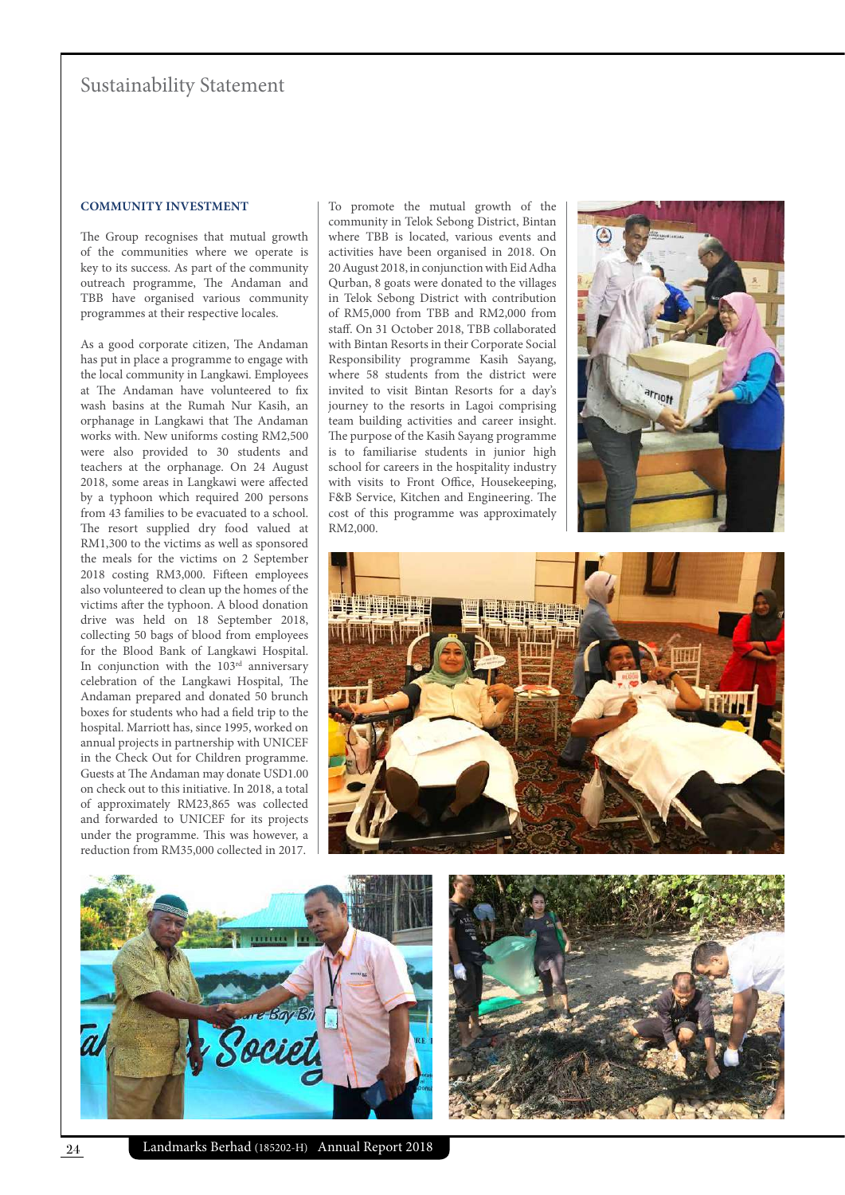# Sustainability Statement

## COMMUNITY INVESTMENT

The Group recognises that mutual growth of the communities where we operate is key to its success. As part of the community outreach programme, The Andaman and TBB have organised various community programmes at their respective locales.

As a good corporate citizen, The Andaman has put in place a programme to engage with the local community in Langkawi. Employees at The Andaman have volunteered to fix wash basins at the Rumah Nur Kasih, an orphanage in Langkawi that The Andaman works with. New uniforms costing RM2,500 were also provided to 30 students and teachers at the orphanage. On 24 August 2018, some areas in Langkawi were affected by a typhoon which required 200 persons from 43 families to be evacuated to a school. The resort supplied dry food valued at RM1,300 to the victims as well as sponsored the meals for the victims on 2 September 2018 costing RM3,000. Fifteen employees also volunteered to clean up the homes of the victims after the typhoon. A blood donation drive was held on 18 September 2018, collecting 50 bags of blood from employees for the Blood Bank of Langkawi Hospital. In conjunction with the 103rd anniversary celebration of the Langkawi Hospital, The Andaman prepared and donated 50 brunch boxes for students who had a field trip to the hospital. Marriott has, since 1995, worked on annual projects in partnership with UNICEF in the Check Out for Children programme. Guests at The Andaman may donate USD1.00 on check out to this initiative. In 2018, a total of approximately RM23,865 was collected and forwarded to UNICEF for its projects under the programme. This was however, a reduction from RM35,000 collected in 2017.

To promote the mutual growth of the community in Telok Sebong District, Bintan where TBB is located, various events and activities have been organised in 2018. On 20 August 2018, in conjunction with Eid Adha Qurban, 8 goats were donated to the villages in Telok Sebong District with contribution of RM5,000 from TBB and RM2,000 from staff. On 31 October 2018, TBB collaborated with Bintan Resorts in their Corporate Social Responsibility programme Kasih Sayang, where 58 students from the district were invited to visit Bintan Resorts for a day's journey to the resorts in Lagoi comprising team building activities and career insight. The purpose of the Kasih Sayang programme is to familiarise students in junior high school for careers in the hospitality industry with visits to Front Office, Housekeeping, F&B Service, Kitchen and Engineering. The cost of this programme was approximately RM2,000.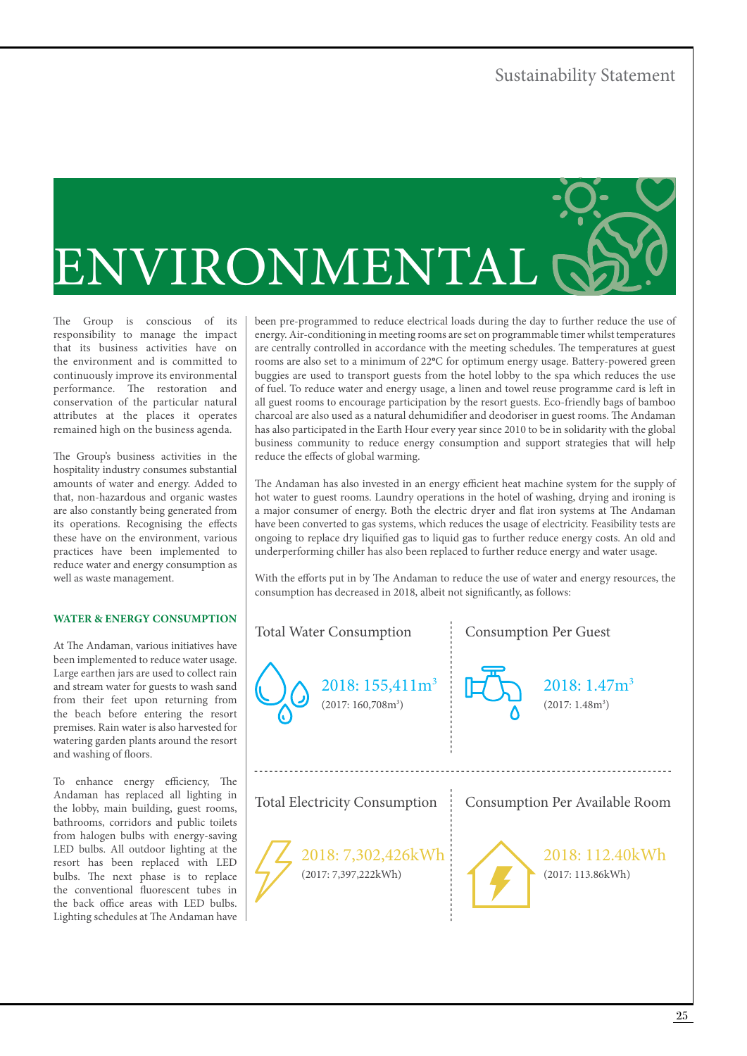# ENVIRONMENTAL

The Group is conscious of its responsibility to manage the impact that its business activities have on the environment and is committed to continuously improve its environmental performance. The restoration and conservation of the particular natural attributes at the places it operates remained high on the business agenda.

The Group's business activities in the hospitality industry consumes substantial amounts of water and energy. Added to that, non-hazardous and organic wastes are also constantly being generated from its operations. Recognising the effects these have on the environment, various practices have been implemented to reduce water and energy consumption as well as waste management.

## WATER & ENERGY CONSUMPTION

At The Andaman, various initiatives have been implemented to reduce water usage. Large earthen jars are used to collect rain and stream water for guests to wash sand from their feet upon returning from the beach before entering the resort premises. Rain water is also harvested for watering garden plants around the resort and washing of floors.

To enhance energy efficiency, The Andaman has replaced all lighting in the lobby, main building, guest rooms, bathrooms, corridors and public toilets from halogen bulbs with energy-saving LED bulbs. All outdoor lighting at the resort has been replaced with LED bulbs. The next phase is to replace the conventional fluorescent tubes in the back office areas with LED bulbs. Lighting schedules at The Andaman have been pre-programmed to reduce electrical loads during the day to further reduce the use of energy. Air-conditioning in meeting rooms are set on programmable timer whilst temperatures are centrally controlled in accordance with the meeting schedules. The temperatures at guest rooms are also set to a minimum of 22°C for optimum energy usage. Battery-powered green buggies are used to transport guests from the hotel lobby to the spa which reduces the use of fuel. To reduce water and energy usage, a linen and towel reuse programme card is left in all guest rooms to encourage participation by the resort guests. Eco-friendly bags of bamboo charcoal are also used as a natural dehumidifier and deodoriser in guest rooms. The Andaman has also participated in the Earth Hour every year since 2010 to be in solidarity with the global business community to reduce energy consumption and support strategies that will help reduce the effects of global warming.

The Andaman has also invested in an energy efficient heat machine system for the supply of hot water to guest rooms. Laundry operations in the hotel of washing, drying and ironing is a major consumer of energy. Both the electric dryer and flat iron systems at The Andaman have been converted to gas systems, which reduces the usage of electricity. Feasibility tests are ongoing to replace dry liquified gas to liquid gas to further reduce energy costs. An old and underperforming chiller has also been replaced to further reduce energy and water usage.

With the efforts put in by The Andaman to reduce the use of water and energy resources, the consumption has decreased in 2018, albeit not significantly, as follows:

**Total Water Consumption**
2018: 155,411m$^3$
(2017: 160,708m$^3$)

**Consumption Per Guest**
2018: 1.47m$^3$
(2017: 1.48m$^3$)

**Total Electricity Consumption**
2018: 7,302,426kWh
(2017: 7,397,222kWh)

**Consumption Per Available Room**
2018: 112.40kWh
(2017: 113.86kWh)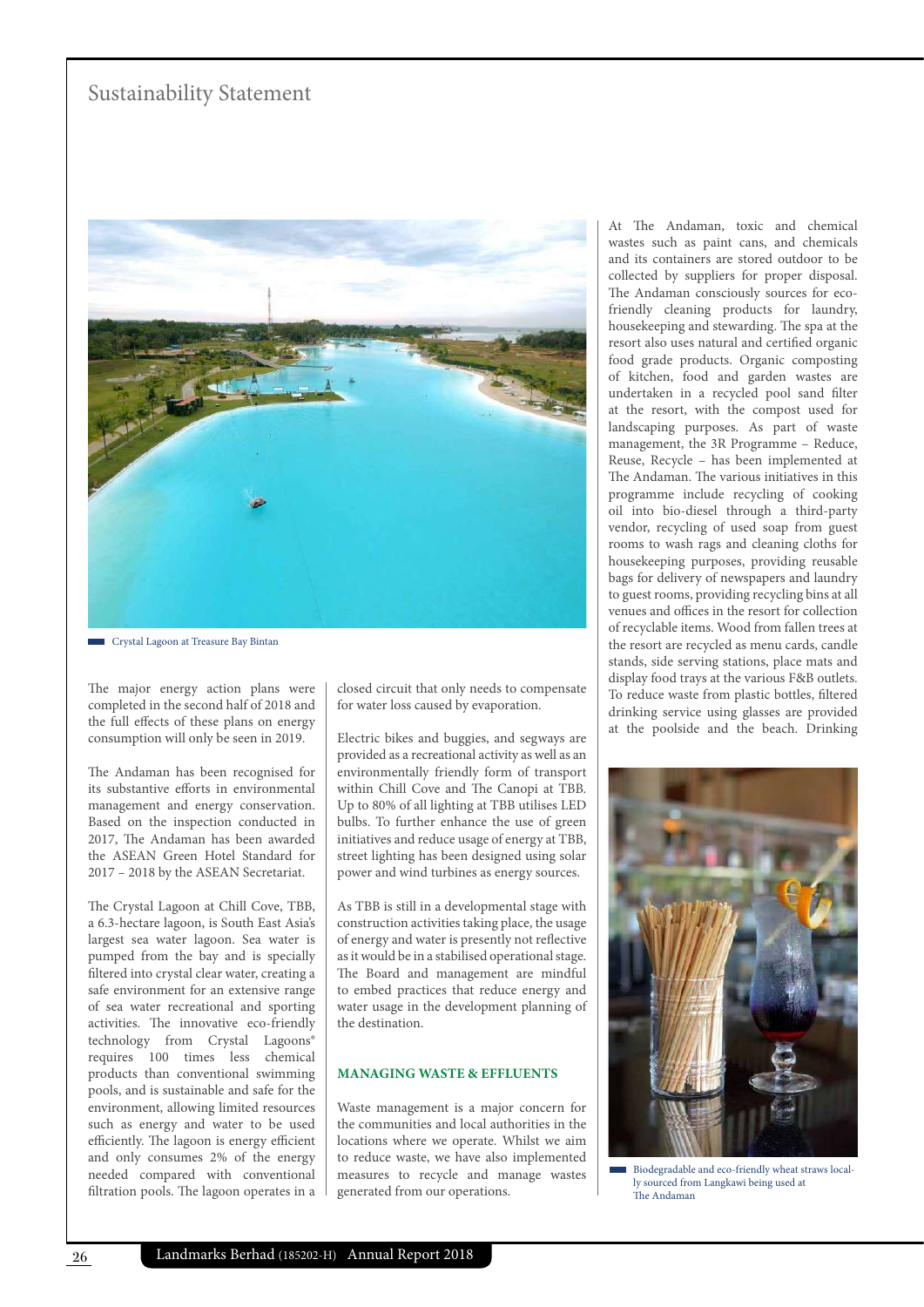## Sustainability Statement

Crystal Lagoon at Treasure Bay Bintan

The major energy action plans were completed in the second half of 2018 and the full effects of these plans on energy consumption will only be seen in 2019.

The Andaman has been recognised for its substantive efforts in environmental management and energy conservation. Based on the inspection conducted in 2017, The Andaman has been awarded the ASEAN Green Hotel Standard for 2017 – 2018 by the ASEAN Secretariat.

The Crystal Lagoon at Chill Cove, TBB, a 6.3-hectare lagoon, is South East Asia's largest sea water lagoon. Sea water is pumped from the bay and is specially filtered into crystal clear water, creating a safe environment for an extensive range of sea water recreational and sporting activities. The innovative eco-friendly technology from Crystal Lagoons® requires 100 times less chemical products than conventional swimming pools, and is sustainable and safe for the environment, allowing limited resources such as energy and water to be used efficiently. The lagoon is energy efficient and only consumes 2% of the energy needed compared with conventional filtration pools. The lagoon operates in a closed circuit that only needs to compensate for water loss caused by evaporation.

Electric bikes and buggies, and segways are provided as a recreational activity as well as an environmentally friendly form of transport within Chill Cove and The Canopi at TBB. Up to 80% of all lighting at TBB utilises LED bulbs. To further enhance the use of green initiatives and reduce usage of energy at TBB, street lighting has been designed using solar power and wind turbines as energy sources.

As TBB is still in a developmental stage with construction activities taking place, the usage of energy and water is presently not reflective as it would be in a stabilised operational stage. The Board and management are mindful to embed practices that reduce energy and water usage in the development planning of the destination.

### MANAGING WASTE & EFFLUENTS

Waste management is a major concern for the communities and local authorities in the locations where we operate. Whilst we aim to reduce waste, we have also implemented measures to recycle and manage wastes generated from our operations.

At The Andaman, toxic and chemical wastes such as paint cans, and chemicals and its containers are stored outdoor to be collected by suppliers for proper disposal. The Andaman consciously sources for eco-friendly cleaning products for laundry, housekeeping and stewarding. The spa at the resort also uses natural and certified organic food grade products. Organic composting of kitchen, food and garden wastes are undertaken in a recycled pool sand filter at the resort, with the compost used for landscaping purposes. As part of waste management, the 3R Programme – Reduce, Reuse, Recycle – has been implemented at The Andaman. The various initiatives in this programme include recycling of cooking oil into bio-diesel through a third-party vendor, recycling of used soap from guest rooms to wash rags and cleaning cloths for housekeeping purposes, providing reusable bags for delivery of newspapers and laundry to guest rooms, providing recycling bins at all venues and offices in the resort for collection of recyclable items. Wood from fallen trees at the resort are recycled as menu cards, candle stands, side serving stations, place mats and display food trays at the various F&B outlets. To reduce waste from plastic bottles, filtered drinking service using glasses are provided at the poolside and the beach. Drinking

Biodegradable and eco-friendly wheat straws locally sourced from Langkawi being used at The Andaman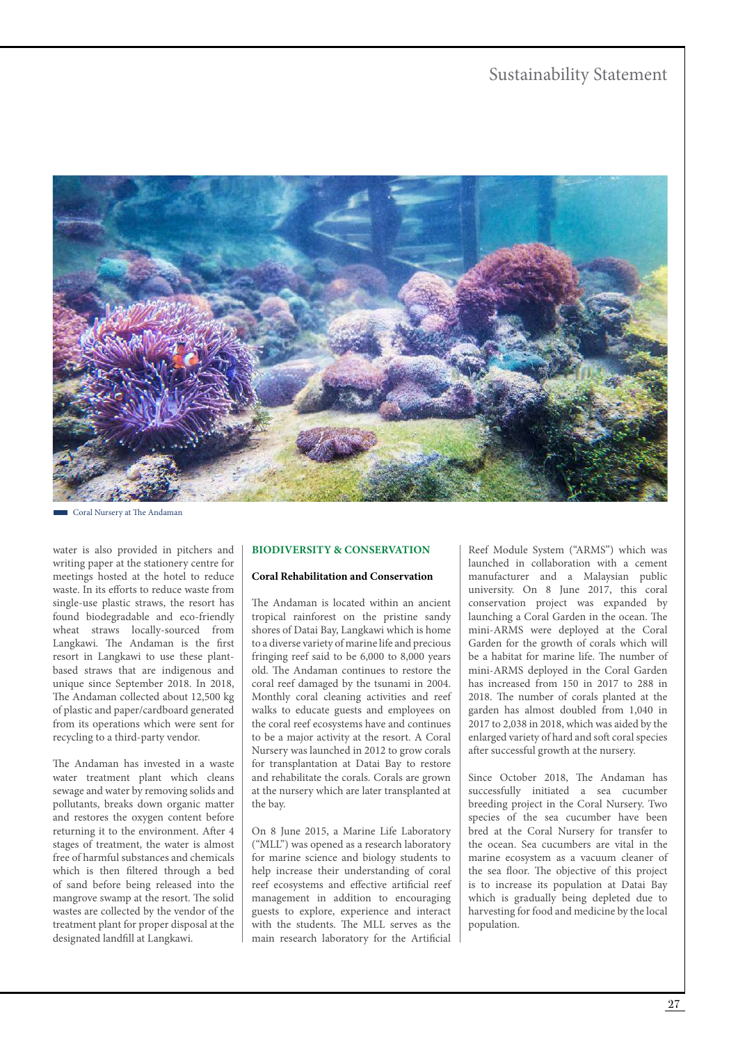Coral Nursery at The Andaman

water is also provided in pitchers and writing paper at the stationery centre for meetings hosted at the hotel to reduce waste. In its efforts to reduce waste from single-use plastic straws, the resort has found biodegradable and eco-friendly wheat straws locally-sourced from Langkawi. The Andaman is the first resort in Langkawi to use these plant-based straws that are indigenous and unique since September 2018. In 2018, The Andaman collected about 12,500 kg of plastic and paper/cardboard generated from its operations which were sent for recycling to a third-party vendor.

The Andaman has invested in a waste water treatment plant which cleans sewage and water by removing solids and pollutants, breaks down organic matter and restores the oxygen content before returning it to the environment. After 4 stages of treatment, the water is almost free of harmful substances and chemicals which is then filtered through a bed of sand before being released into the mangrove swamp at the resort. The solid wastes are collected by the vendor of the treatment plant for proper disposal at the designated landfill at Langkawi.

## BIODIVERSITY & CONSERVATION

### Coral Rehabilitation and Conservation

The Andaman is located within an ancient tropical rainforest on the pristine sandy shores of Datai Bay, Langkawi which is home to a diverse variety of marine life and precious fringing reef said to be 6,000 to 8,000 years old. The Andaman continues to restore the coral reef damaged by the tsunami in 2004. Monthly coral cleaning activities and reef walks to educate guests and employees on the coral reef ecosystems have and continues to be a major activity at the resort. A Coral Nursery was launched in 2012 to grow corals for transplantation at Datai Bay to restore and rehabilitate the corals. Corals are grown at the nursery which are later transplanted at the bay.

On 8 June 2015, a Marine Life Laboratory ("MLL") was opened as a research laboratory for marine science and biology students to help increase their understanding of coral reef ecosystems and effective artificial reef management in addition to encouraging guests to explore, experience and interact with the students. The MLL serves as the main research laboratory for the Artificial Reef Module System ("ARMS") which was launched in collaboration with a cement manufacturer and a Malaysian public university. On 8 June 2017, this coral conservation project was expanded by launching a Coral Garden in the ocean. The mini-ARMS were deployed at the Coral Garden for the growth of corals which will be a habitat for marine life. The number of mini-ARMS deployed in the Coral Garden has increased from 150 in 2017 to 288 in 2018. The number of corals planted at the garden has almost doubled from 1,040 in 2017 to 2,038 in 2018, which was aided by the enlarged variety of hard and soft coral species after successful growth at the nursery.

Since October 2018, The Andaman has successfully initiated a sea cucumber breeding project in the Coral Nursery. Two species of the sea cucumber have been bred at the Coral Nursery for transfer to the ocean. Sea cucumbers are vital in the marine ecosystem as a vacuum cleaner of the sea floor. The objective of this project is to increase its population at Datai Bay which is gradually being depleted due to harvesting for food and medicine by the local population.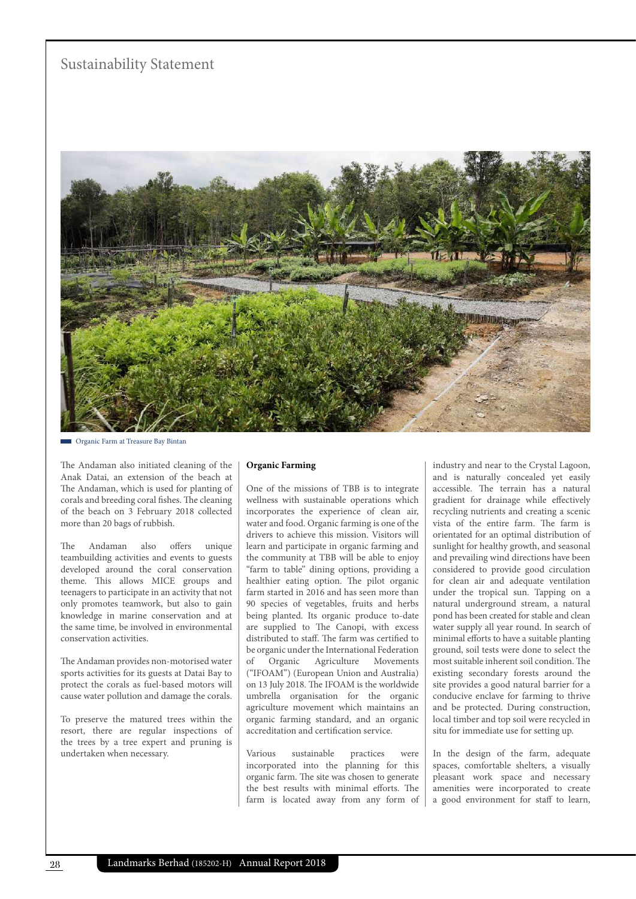Organic Farm at Treasure Bay Bintan

The Andaman also initiated cleaning of the Anak Datai, an extension of the beach at The Andaman, which is used for planting of corals and breeding coral fishes. The cleaning of the beach on 3 February 2018 collected more than 20 bags of rubbish.

The Andaman also offers unique teambuilding activities and events to guests developed around the coral conservation theme. This allows MICE groups and teenagers to participate in an activity that not only promotes teamwork, but also to gain knowledge in marine conservation and at the same time, be involved in environmental conservation activities.

The Andaman provides non-motorised water sports activities for its guests at Datai Bay to protect the corals as fuel-based motors will cause water pollution and damage the corals.

To preserve the matured trees within the resort, there are regular inspections of the trees by a tree expert and pruning is undertaken when necessary.

**Organic Farming**

One of the missions of TBB is to integrate wellness with sustainable operations which incorporates the experience of clean air, water and food. Organic farming is one of the drivers to achieve this mission. Visitors will learn and participate in organic farming and the community at TBB will be able to enjoy "farm to table" dining options, providing a healthier eating option. The pilot organic farm started in 2016 and has seen more than 90 species of vegetables, fruits and herbs being planted. Its organic produce to-date are supplied to The Canopi, with excess distributed to staff. The farm was certified to be organic under the International Federation of Organic Agriculture Movements ("IFOAM") (European Union and Australia) on 13 July 2018. The IFOAM is the worldwide umbrella organisation for the organic agriculture movement which maintains an organic farming standard, and an organic accreditation and certification service.

Various sustainable practices were incorporated into the planning for this organic farm. The site was chosen to generate the best results with minimal efforts. The farm is located away from any form of industry and near to the Crystal Lagoon, and is naturally concealed yet easily accessible. The terrain has a natural gradient for drainage while effectively recycling nutrients and creating a scenic vista of the entire farm. The farm is orientated for an optimal distribution of sunlight for healthy growth, and seasonal and prevailing wind directions have been considered to provide good circulation for clean air and adequate ventilation under the tropical sun. Tapping on a natural underground stream, a natural pond has been created for stable and clean water supply all year round. In search of minimal efforts to have a suitable planting ground, soil tests were done to select the most suitable inherent soil condition. The existing secondary forests around the site provides a good natural barrier for a conducive enclave for farming to thrive and be protected. During construction, local timber and top soil were recycled in situ for immediate use for setting up.

In the design of the farm, adequate spaces, comfortable shelters, a visually pleasant work space and necessary amenities were incorporated to create a good environment for staff to learn,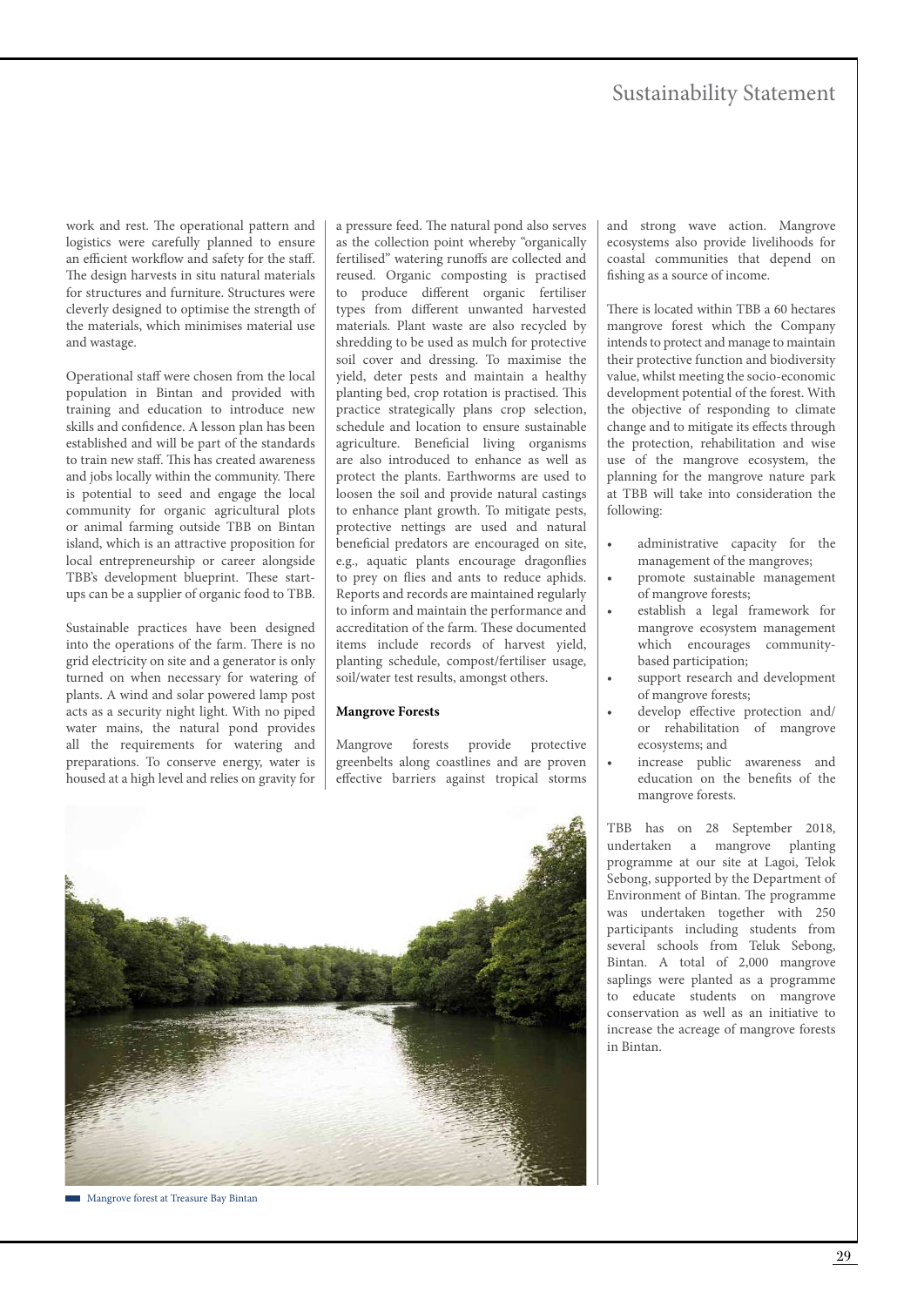work and rest. The operational pattern and logistics were carefully planned to ensure an efficient workflow and safety for the staff. The design harvests in situ natural materials for structures and furniture. Structures were cleverly designed to optimise the strength of the materials, which minimises material use and wastage.

Operational staff were chosen from the local population in Bintan and provided with training and education to introduce new skills and confidence. A lesson plan has been established and will be part of the standards to train new staff. This has created awareness and jobs locally within the community. There is potential to seed and engage the local community for organic agricultural plots or animal farming outside TBB on Bintan island, which is an attractive proposition for local entrepreneurship or career alongside TBB's development blueprint. These start-ups can be a supplier of organic food to TBB.

Sustainable practices have been designed into the operations of the farm. There is no grid electricity on site and a generator is only turned on when necessary for watering of plants. A wind and solar powered lamp post acts as a security night light. With no piped water mains, the natural pond provides all the requirements for watering and preparations. To conserve energy, water is housed at a high level and relies on gravity for a pressure feed. The natural pond also serves as the collection point whereby "organically fertilised" watering runoffs are collected and reused. Organic composting is practised to produce different organic fertiliser types from different unwanted harvested materials. Plant waste are also recycled by shredding to be used as mulch for protective soil cover and dressing. To maximise the yield, deter pests and maintain a healthy planting bed, crop rotation is practised. This practice strategically plans crop selection, schedule and location to ensure sustainable agriculture. Beneficial living organisms are also introduced to enhance as well as protect the plants. Earthworms are used to loosen the soil and provide natural castings to enhance plant growth. To mitigate pests, protective nettings are used and natural beneficial predators are encouraged on site, e.g., aquatic plants encourage dragonflies to prey on flies and ants to reduce aphids. Reports and records are maintained regularly to inform and maintain the performance and accreditation of the farm. These documented items include records of harvest yield, planting schedule, compost/fertiliser usage, soil/water test results, amongst others.

**Mangrove Forests**

Mangrove forests provide protective greenbelts along coastlines and are proven effective barriers against tropical storms and strong wave action. Mangrove ecosystems also provide livelihoods for coastal communities that depend on fishing as a source of income.

There is located within TBB a 60 hectares mangrove forest which the Company intends to protect and manage to maintain their protective function and biodiversity value, whilst meeting the socio-economic development potential of the forest. With the objective of responding to climate change and to mitigate its effects through the protection, rehabilitation and wise use of the mangrove ecosystem, the planning for the mangrove nature park at TBB will take into consideration the following:

- administrative capacity for the management of the mangroves;
- promote sustainable management of mangrove forests;
- establish a legal framework for mangrove ecosystem management which encourages community-based participation;
- support research and development of mangrove forests;
- develop effective protection and/ or rehabilitation of mangrove ecosystems; and
- increase public awareness and education on the benefits of the mangrove forests.

TBB has on 28 September 2018, undertaken a mangrove planting programme at our site at Lagoi, Telok Sebong, supported by the Department of Environment of Bintan. The programme was undertaken together with 250 participants including students from several schools from Teluk Sebong, Bintan. A total of 2,000 mangrove saplings were planted as a programme to educate students on mangrove conservation as well as an initiative to increase the acreage of mangrove forests in Bintan.

Mangrove forest at Treasure Bay Bintan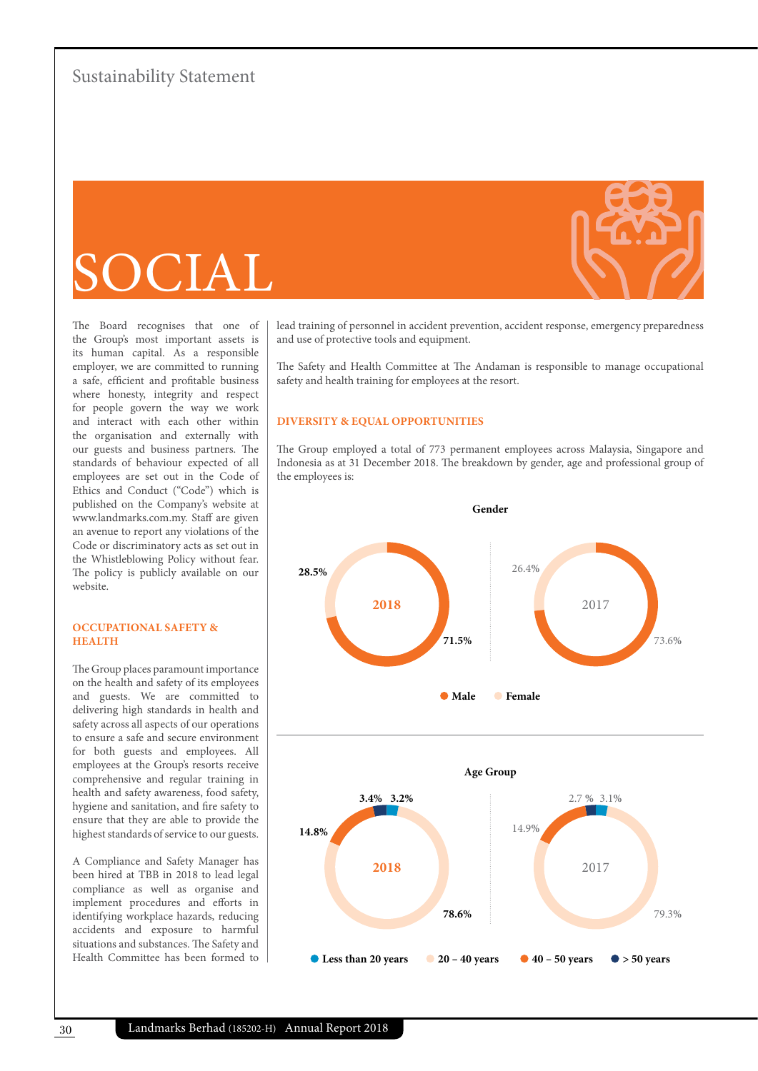# SOCIAL

The Board recognises that one of the Group's most important assets is its human capital. As a responsible employer, we are committed to running a safe, efficient and profitable business where honesty, integrity and respect for people govern the way we work and interact with each other within the organisation and externally with our guests and business partners. The standards of behaviour expected of all employees are set out in the Code of Ethics and Conduct ("Code") which is published on the Company's website at www.landmarks.com.my. Staff are given an avenue to report any violations of the Code or discriminatory acts as set out in the Whistleblowing Policy without fear. The policy is publicly available on our website.

## OCCUPATIONAL SAFETY & HEALTH

The Group places paramount importance on the health and safety of its employees and guests. We are committed to delivering high standards in health and safety across all aspects of our operations to ensure a safe and secure environment for both guests and employees. All employees at the Group's resorts receive comprehensive and regular training in health and safety awareness, food safety, hygiene and sanitation, and fire safety to ensure that they are able to provide the highest standards of service to our guests.

A Compliance and Safety Manager has been hired at TBB in 2018 to lead legal compliance as well as organise and implement procedures and efforts in identifying workplace hazards, reducing accidents and exposure to harmful situations and substances. The Safety and Health Committee has been formed to lead training of personnel in accident prevention, accident response, emergency preparedness and use of protective tools and equipment.

The Safety and Health Committee at The Andaman is responsible to manage occupational safety and health training for employees at the resort.

## DIVERSITY & EQUAL OPPORTUNITIES

The Group employed a total of 773 permanent employees across Malaysia, Singapore and Indonesia as at 31 December 2018. The breakdown by gender, age and professional group of the employees is:

**Gender**

| | 2018 | 2017 |
|---|---|---|
| Male | 71.5% | 73.6% |
| Female | 28.5% | 26.4% |

**Age Group**

| | 2018 | 2017 |
|---|---|---|
| Less than 20 years | 3.2% | 3.1% |
| 20 – 40 years | 78.6% | 79.3% |
| 40 – 50 years | 14.8% | 14.9% |
| > 50 years | 3.4% | 2.7 % |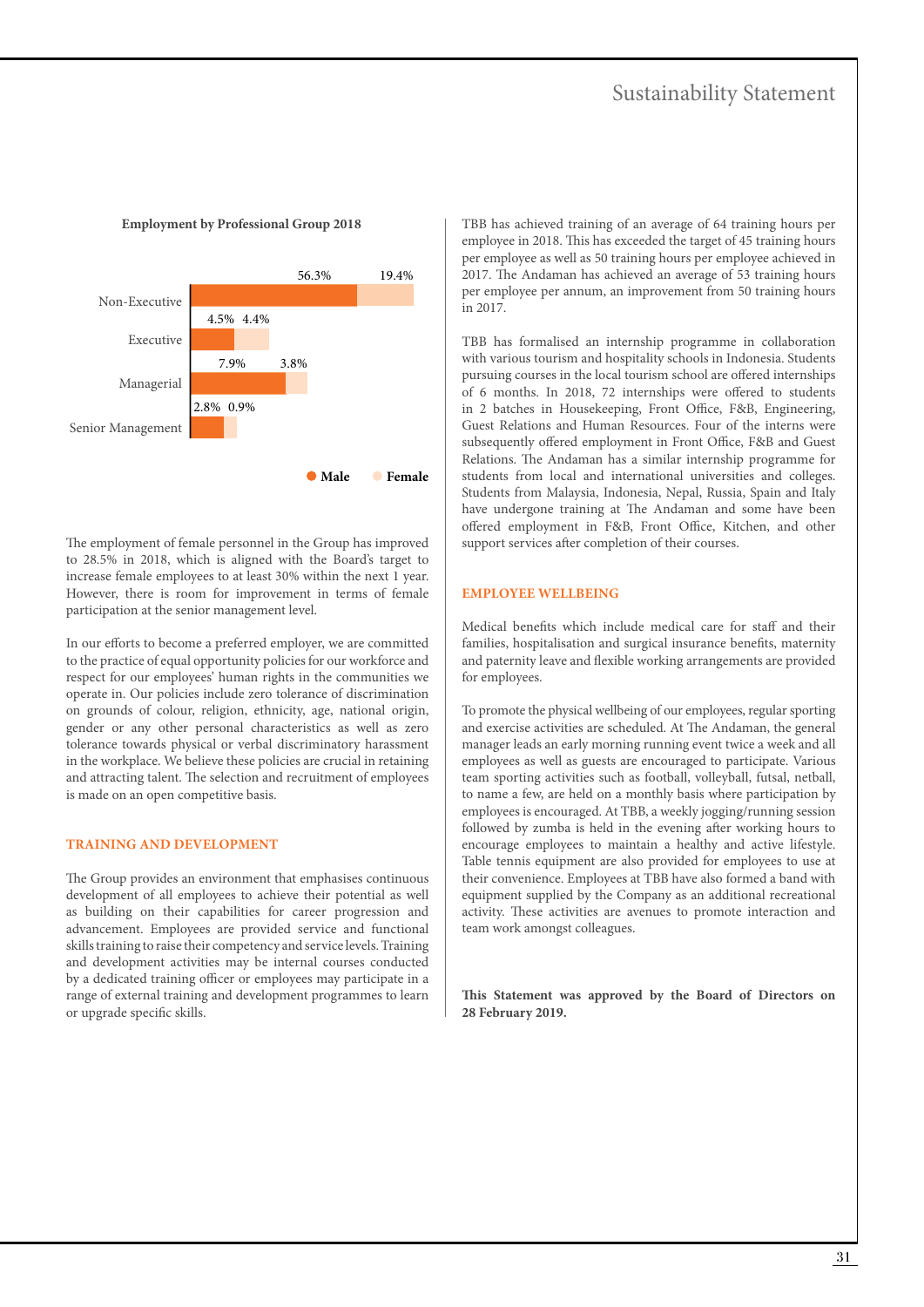**Employment by Professional Group 2018**

Non-Executive
56.3%
19.4%

Executive
4.5%
4.4%

Managerial
7.9%
3.8%

Senior Management
2.8%
0.9%

Male
Female

The employment of female personnel in the Group has improved to 28.5% in 2018, which is aligned with the Board's target to increase female employees to at least 30% within the next 1 year. However, there is room for improvement in terms of female participation at the senior management level.

In our efforts to become a preferred employer, we are committed to the practice of equal opportunity policies for our workforce and respect for our employees' human rights in the communities we operate in. Our policies include zero tolerance of discrimination on grounds of colour, religion, ethnicity, age, national origin, gender or any other personal characteristics as well as zero tolerance towards physical or verbal discriminatory harassment in the workplace. We believe these policies are crucial in retaining and attracting talent. The selection and recruitment of employees is made on an open competitive basis.

## TRAINING AND DEVELOPMENT

The Group provides an environment that emphasises continuous development of all employees to achieve their potential as well as building on their capabilities for career progression and advancement. Employees are provided service and functional skills training to raise their competency and service levels. Training and development activities may be internal courses conducted by a dedicated training officer or employees may participate in a range of external training and development programmes to learn or upgrade specific skills.

TBB has achieved training of an average of 64 training hours per employee in 2018. This has exceeded the target of 45 training hours per employee as well as 50 training hours per employee achieved in 2017. The Andaman has achieved an average of 53 training hours per employee per annum, an improvement from 50 training hours in 2017.

TBB has formalised an internship programme in collaboration with various tourism and hospitality schools in Indonesia. Students pursuing courses in the local tourism school are offered internships of 6 months. In 2018, 72 internships were offered to students in 2 batches in Housekeeping, Front Office, F&B, Engineering, Guest Relations and Human Resources. Four of the interns were subsequently offered employment in Front Office, F&B and Guest Relations. The Andaman has a similar internship programme for students from local and international universities and colleges. Students from Malaysia, Indonesia, Nepal, Russia, Spain and Italy have undergone training at The Andaman and some have been offered employment in F&B, Front Office, Kitchen, and other support services after completion of their courses.

## EMPLOYEE WELLBEING

Medical benefits which include medical care for staff and their families, hospitalisation and surgical insurance benefits, maternity and paternity leave and flexible working arrangements are provided for employees.

To promote the physical wellbeing of our employees, regular sporting and exercise activities are scheduled. At The Andaman, the general manager leads an early morning running event twice a week and all employees as well as guests are encouraged to participate. Various team sporting activities such as football, volleyball, futsal, netball, to name a few, are held on a monthly basis where participation by employees is encouraged. At TBB, a weekly jogging/running session followed by zumba is held in the evening after working hours to encourage employees to maintain a healthy and active lifestyle. Table tennis equipment are also provided for employees to use at their convenience. Employees at TBB have also formed a band with equipment supplied by the Company as an additional recreational activity. These activities are avenues to promote interaction and team work amongst colleagues.

**This Statement was approved by the Board of Directors on 28 February 2019.**